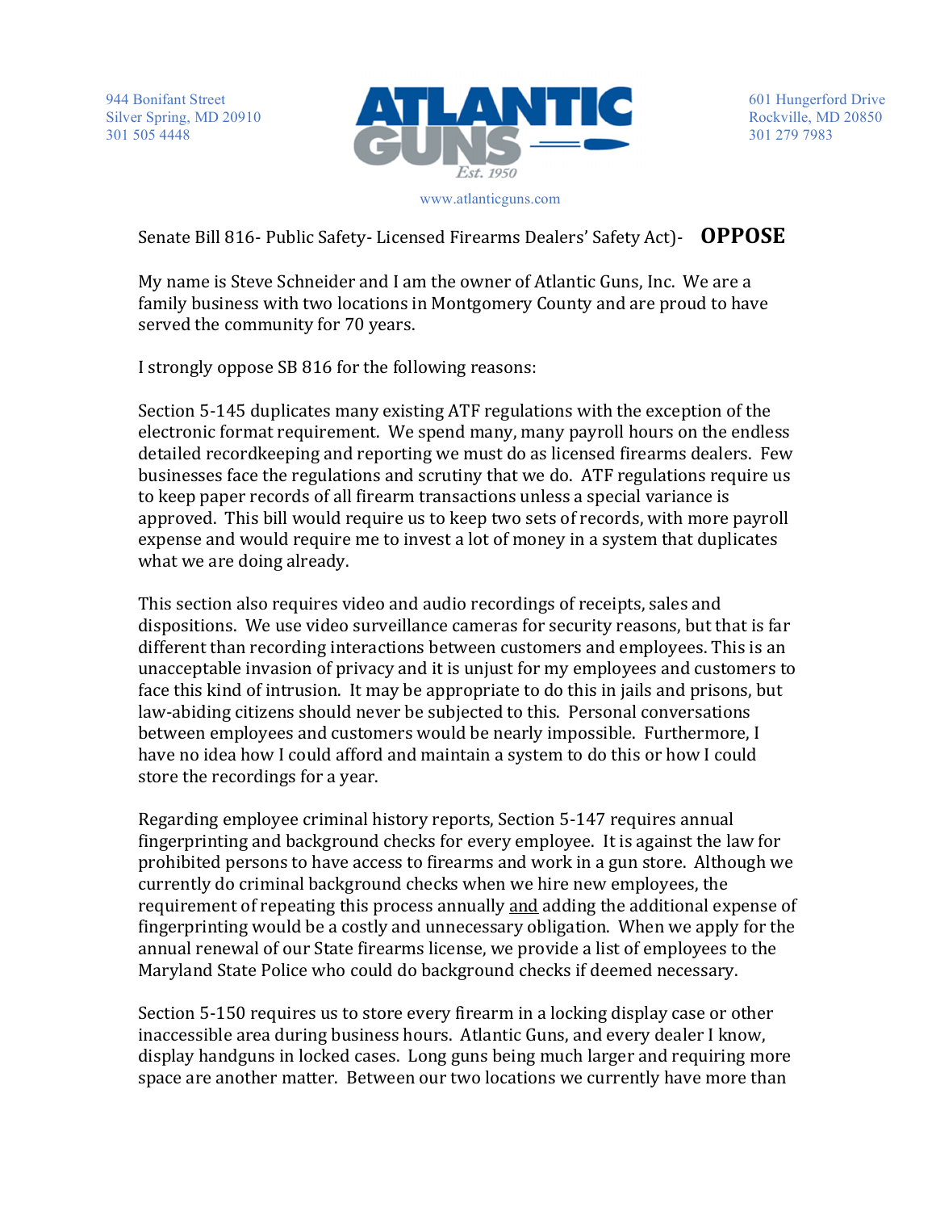944 Bonifant Street
Silver Spring, MD 20910
301 505 4448

**ATLANTIC GUNS**
Est. 1950

601 Hungerford Drive
Rockville, MD 20850
301 279 7983

www.atlanticguns.com

Senate Bill 816- Public Safety- Licensed Firearms Dealers' Safety Act)- **OPPOSE**

My name is Steve Schneider and I am the owner of Atlantic Guns, Inc. We are a family business with two locations in Montgomery County and are proud to have served the community for 70 years.

I strongly oppose SB 816 for the following reasons:

Section 5-145 duplicates many existing ATF regulations with the exception of the electronic format requirement. We spend many, many payroll hours on the endless detailed recordkeeping and reporting we must do as licensed firearms dealers. Few businesses face the regulations and scrutiny that we do. ATF regulations require us to keep paper records of all firearm transactions unless a special variance is approved. This bill would require us to keep two sets of records, with more payroll expense and would require me to invest a lot of money in a system that duplicates what we are doing already.

This section also requires video and audio recordings of receipts, sales and dispositions. We use video surveillance cameras for security reasons, but that is far different than recording interactions between customers and employees. This is an unacceptable invasion of privacy and it is unjust for my employees and customers to face this kind of intrusion. It may be appropriate to do this in jails and prisons, but law-abiding citizens should never be subjected to this. Personal conversations between employees and customers would be nearly impossible. Furthermore, I have no idea how I could afford and maintain a system to do this or how I could store the recordings for a year.

Regarding employee criminal history reports, Section 5-147 requires annual fingerprinting and background checks for every employee. It is against the law for prohibited persons to have access to firearms and work in a gun store. Although we currently do criminal background checks when we hire new employees, the requirement of repeating this process annually and adding the additional expense of fingerprinting would be a costly and unnecessary obligation. When we apply for the annual renewal of our State firearms license, we provide a list of employees to the Maryland State Police who could do background checks if deemed necessary.

Section 5-150 requires us to store every firearm in a locking display case or other inaccessible area during business hours. Atlantic Guns, and every dealer I know, display handguns in locked cases. Long guns being much larger and requiring more space are another matter. Between our two locations we currently have more than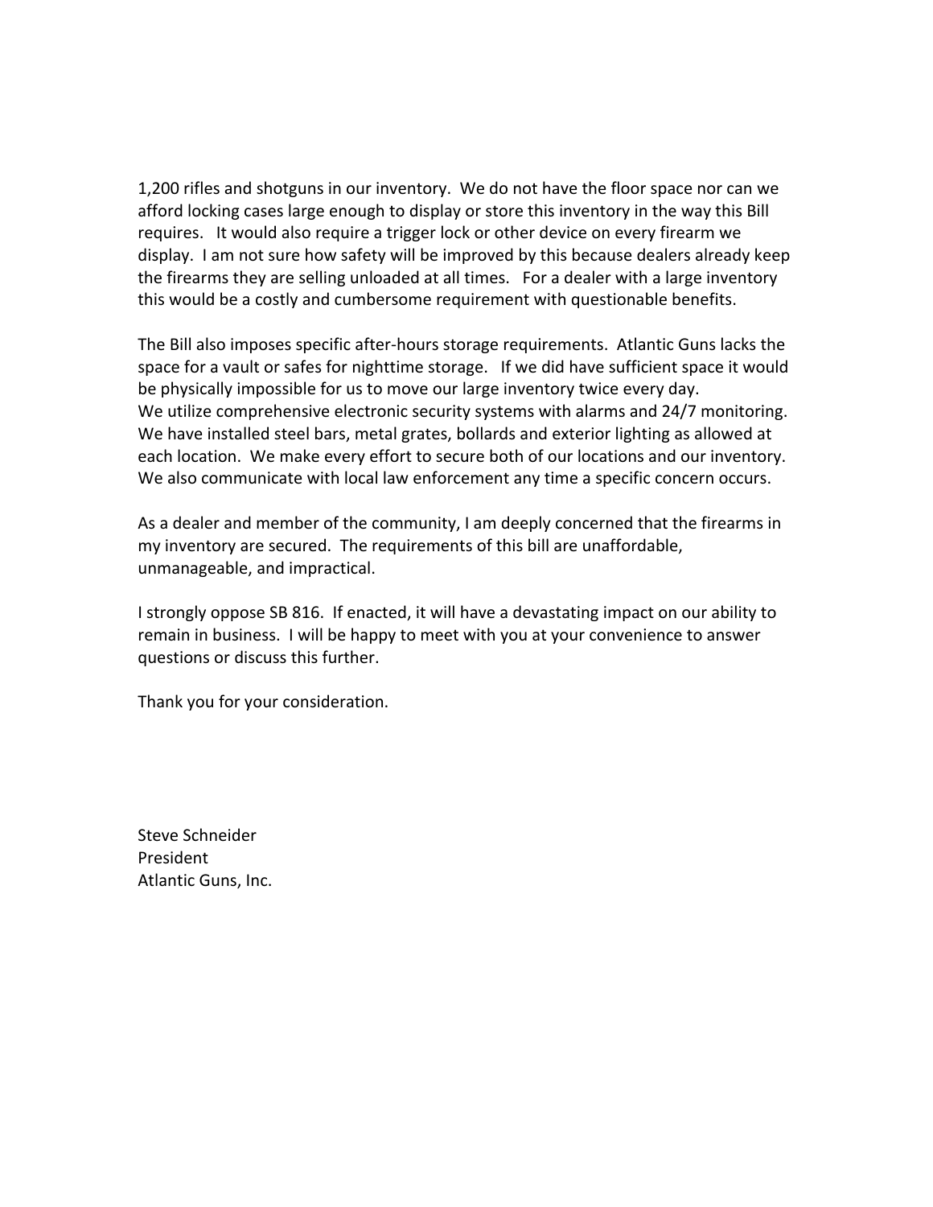1,200 rifles and shotguns in our inventory. We do not have the floor space nor can we afford locking cases large enough to display or store this inventory in the way this Bill requires. It would also require a trigger lock or other device on every firearm we display. I am not sure how safety will be improved by this because dealers already keep the firearms they are selling unloaded at all times. For a dealer with a large inventory this would be a costly and cumbersome requirement with questionable benefits.

The Bill also imposes specific after-hours storage requirements. Atlantic Guns lacks the space for a vault or safes for nighttime storage. If we did have sufficient space it would be physically impossible for us to move our large inventory twice every day. We utilize comprehensive electronic security systems with alarms and 24/7 monitoring. We have installed steel bars, metal grates, bollards and exterior lighting as allowed at each location. We make every effort to secure both of our locations and our inventory. We also communicate with local law enforcement any time a specific concern occurs.

As a dealer and member of the community, I am deeply concerned that the firearms in my inventory are secured. The requirements of this bill are unaffordable, unmanageable, and impractical.

I strongly oppose SB 816. If enacted, it will have a devastating impact on our ability to remain in business. I will be happy to meet with you at your convenience to answer questions or discuss this further.

Thank you for your consideration.

Steve Schneider
President
Atlantic Guns, Inc.